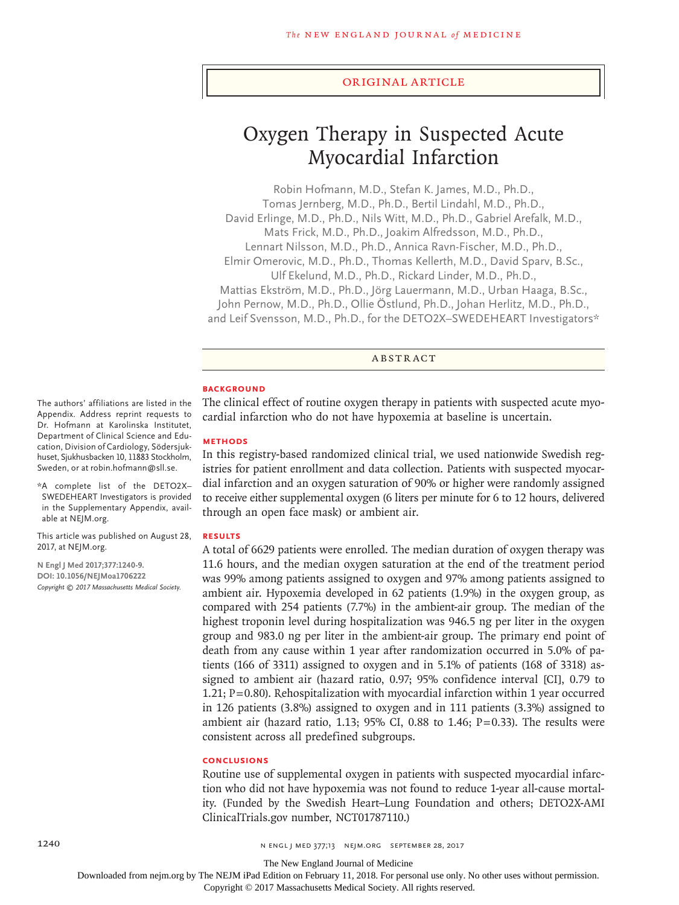ORIGINAL ARTICLE

# Oxygen Therapy in Suspected Acute Myocardial Infarction

Robin Hofmann, M.D., Stefan K. James, M.D., Ph.D., Tomas Jernberg, M.D., Ph.D., Bertil Lindahl, M.D., Ph.D., David Erlinge, M.D., Ph.D., Nils Witt, M.D., Ph.D., Gabriel Arefalk, M.D., Mats Frick, M.D., Ph.D., Joakim Alfredsson, M.D., Ph.D., Lennart Nilsson, M.D., Ph.D., Annica Ravn-Fischer, M.D., Ph.D., Elmir Omerovic, M.D., Ph.D., Thomas Kellerth, M.D., David Sparv, B.Sc., Ulf Ekelund, M.D., Ph.D., Rickard Linder, M.D., Ph.D., Mattias Ekström, M.D., Ph.D., Jörg Lauermann, M.D., Urban Haaga, B.Sc., John Pernow, M.D., Ph.D., Ollie Östlund, Ph.D., Johan Herlitz, M.D., Ph.D., and Leif Svensson, M.D., Ph.D., for the DETO2X–SWEDEHEART Investigators*

The authors' affiliations are listed in the Appendix. Address reprint requests to Dr. Hofmann at Karolinska Institutet, Department of Clinical Science and Education, Division of Cardiology, Södersjukhuset, Sjukhusbacken 10, 11883 Stockholm, Sweden, or at robin.hofmann@sll.se.

*A complete list of the DETO2X–SWEDEHEART Investigators is provided in the Supplementary Appendix, available at NEJM.org.

This article was published on August 28, 2017, at NEJM.org.

N Engl J Med 2017;377:1240-9.
DOI: 10.1056/NEJMoa1706222
Copyright © 2017 Massachusetts Medical Society.

## ABSTRACT

### BACKGROUND

The clinical effect of routine oxygen therapy in patients with suspected acute myocardial infarction who do not have hypoxemia at baseline is uncertain.

### METHODS

In this registry-based randomized clinical trial, we used nationwide Swedish registries for patient enrollment and data collection. Patients with suspected myocardial infarction and an oxygen saturation of 90% or higher were randomly assigned to receive either supplemental oxygen (6 liters per minute for 6 to 12 hours, delivered through an open face mask) or ambient air.

### RESULTS

A total of 6629 patients were enrolled. The median duration of oxygen therapy was 11.6 hours, and the median oxygen saturation at the end of the treatment period was 99% among patients assigned to oxygen and 97% among patients assigned to ambient air. Hypoxemia developed in 62 patients (1.9%) in the oxygen group, as compared with 254 patients (7.7%) in the ambient-air group. The median of the highest troponin level during hospitalization was 946.5 ng per liter in the oxygen group and 983.0 ng per liter in the ambient-air group. The primary end point of death from any cause within 1 year after randomization occurred in 5.0% of patients (166 of 3311) assigned to oxygen and in 5.1% of patients (168 of 3318) assigned to ambient air (hazard ratio, 0.97; 95% confidence interval [CI], 0.79 to 1.21; P=0.80). Rehospitalization with myocardial infarction within 1 year occurred in 126 patients (3.8%) assigned to oxygen and in 111 patients (3.3%) assigned to ambient air (hazard ratio, 1.13; 95% CI, 0.88 to 1.46; P=0.33). The results were consistent across all predefined subgroups.

### CONCLUSIONS

Routine use of supplemental oxygen in patients with suspected myocardial infarction who did not have hypoxemia was not found to reduce 1-year all-cause mortality. (Funded by the Swedish Heart–Lung Foundation and others; DETO2X-AMI ClinicalTrials.gov number, NCT01787110.)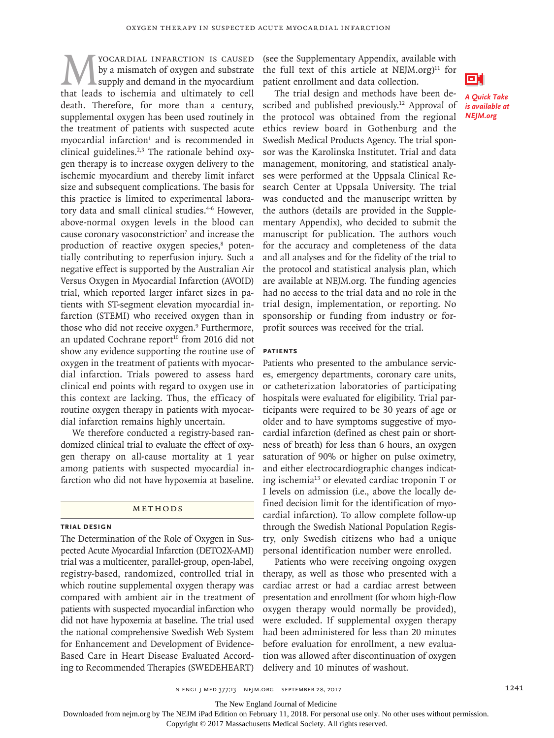Myocardial infarction is caused by a mismatch of oxygen and substrate supply and demand in the myocardium that leads to ischemia and ultimately to cell death. Therefore, for more than a century, supplemental oxygen has been used routinely in the treatment of patients with suspected acute myocardial infarction[1] and is recommended in clinical guidelines.[2,3] The rationale behind oxygen therapy is to increase oxygen delivery to the ischemic myocardium and thereby limit infarct size and subsequent complications. The basis for this practice is limited to experimental laboratory data and small clinical studies.[4-6] However, above-normal oxygen levels in the blood can cause coronary vasoconstriction[7] and increase the production of reactive oxygen species,[8] potentially contributing to reperfusion injury. Such a negative effect is supported by the Australian Air Versus Oxygen in Myocardial Infarction (AVOID) trial, which reported larger infarct sizes in patients with ST-segment elevation myocardial infarction (STEMI) who received oxygen than in those who did not receive oxygen.[9] Furthermore, an updated Cochrane report[10] from 2016 did not show any evidence supporting the routine use of oxygen in the treatment of patients with myocardial infarction. Trials powered to assess hard clinical end points with regard to oxygen use in this context are lacking. Thus, the efficacy of routine oxygen therapy in patients with myocardial infarction remains highly uncertain.

We therefore conducted a registry-based randomized clinical trial to evaluate the effect of oxygen therapy on all-cause mortality at 1 year among patients with suspected myocardial infarction who did not have hypoxemia at baseline.

## Methods

### Trial Design

The Determination of the Role of Oxygen in Suspected Acute Myocardial Infarction (DETO2X-AMI) trial was a multicenter, parallel-group, open-label, registry-based, randomized, controlled trial in which routine supplemental oxygen therapy was compared with ambient air in the treatment of patients with suspected myocardial infarction who did not have hypoxemia at baseline. The trial used the national comprehensive Swedish Web System for Enhancement and Development of Evidence-Based Care in Heart Disease Evaluated According to Recommended Therapies (SWEDEHEART) (see the Supplementary Appendix, available with the full text of this article at NEJM.org)[11] for patient enrollment and data collection.

*A Quick Take is available at NEJM.org*

The trial design and methods have been described and published previously.[12] Approval of the protocol was obtained from the regional ethics review board in Gothenburg and the Swedish Medical Products Agency. The trial sponsor was the Karolinska Institutet. Trial and data management, monitoring, and statistical analyses were performed at the Uppsala Clinical Research Center at Uppsala University. The trial was conducted and the manuscript written by the authors (details are provided in the Supplementary Appendix), who decided to submit the manuscript for publication. The authors vouch for the accuracy and completeness of the data and all analyses and for the fidelity of the trial to the protocol and statistical analysis plan, which are available at NEJM.org. The funding agencies had no access to the trial data and no role in the trial design, implementation, or reporting. No sponsorship or funding from industry or for-profit sources was received for the trial.

### Patients

Patients who presented to the ambulance services, emergency departments, coronary care units, or catheterization laboratories of participating hospitals were evaluated for eligibility. Trial participants were required to be 30 years of age or older and to have symptoms suggestive of myocardial infarction (defined as chest pain or shortness of breath) for less than 6 hours, an oxygen saturation of 90% or higher on pulse oximetry, and either electrocardiographic changes indicating ischemia[13] or elevated cardiac troponin T or I levels on admission (i.e., above the locally defined decision limit for the identification of myocardial infarction). To allow complete follow-up through the Swedish National Population Registry, only Swedish citizens who had a unique personal identification number were enrolled.

Patients who were receiving ongoing oxygen therapy, as well as those who presented with a cardiac arrest or had a cardiac arrest between presentation and enrollment (for whom high-flow oxygen therapy would normally be provided), were excluded. If supplemental oxygen therapy had been administered for less than 20 minutes before evaluation for enrollment, a new evaluation was allowed after discontinuation of oxygen delivery and 10 minutes of washout.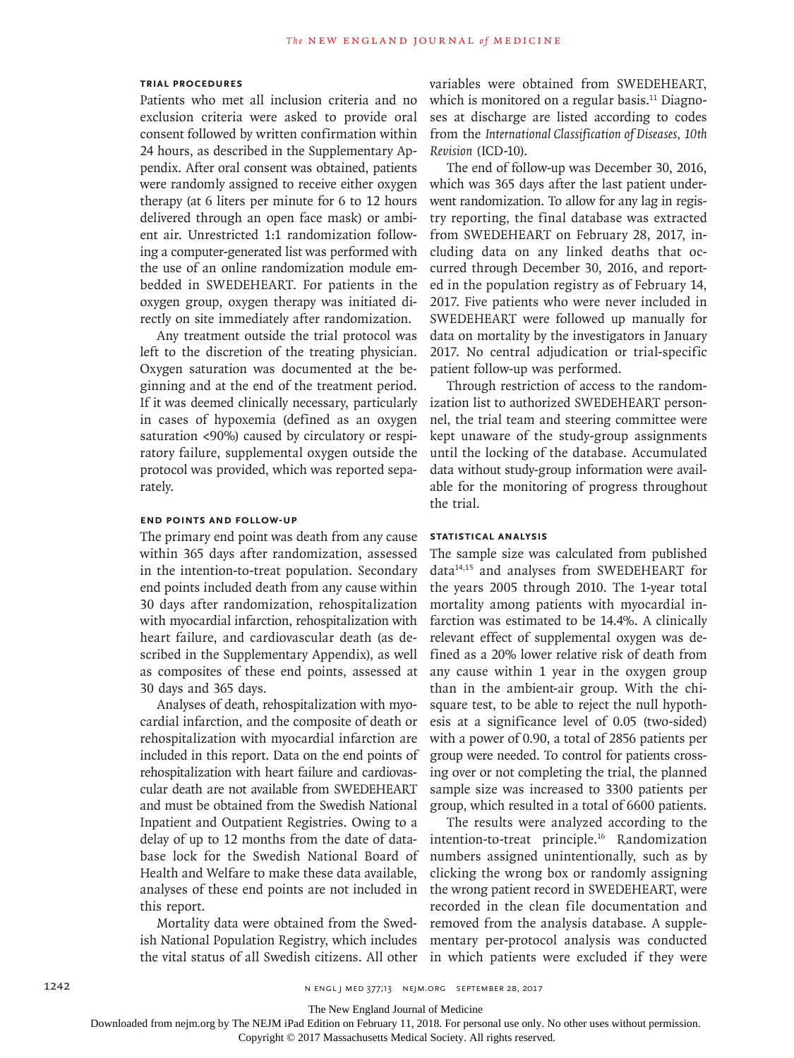### TRIAL PROCEDURES

Patients who met all inclusion criteria and no exclusion criteria were asked to provide oral consent followed by written confirmation within 24 hours, as described in the Supplementary Appendix. After oral consent was obtained, patients were randomly assigned to receive either oxygen therapy (at 6 liters per minute for 6 to 12 hours delivered through an open face mask) or ambient air. Unrestricted 1:1 randomization following a computer-generated list was performed with the use of an online randomization module embedded in SWEDEHEART. For patients in the oxygen group, oxygen therapy was initiated directly on site immediately after randomization.

Any treatment outside the trial protocol was left to the discretion of the treating physician. Oxygen saturation was documented at the beginning and at the end of the treatment period. If it was deemed clinically necessary, particularly in cases of hypoxemia (defined as an oxygen saturation <90%) caused by circulatory or respiratory failure, supplemental oxygen outside the protocol was provided, which was reported separately.

### END POINTS AND FOLLOW-UP

The primary end point was death from any cause within 365 days after randomization, assessed in the intention-to-treat population. Secondary end points included death from any cause within 30 days after randomization, rehospitalization with myocardial infarction, rehospitalization with heart failure, and cardiovascular death (as described in the Supplementary Appendix), as well as composites of these end points, assessed at 30 days and 365 days.

Analyses of death, rehospitalization with myocardial infarction, and the composite of death or rehospitalization with myocardial infarction are included in this report. Data on the end points of rehospitalization with heart failure and cardiovascular death are not available from SWEDEHEART and must be obtained from the Swedish National Inpatient and Outpatient Registries. Owing to a delay of up to 12 months from the date of database lock for the Swedish National Board of Health and Welfare to make these data available, analyses of these end points are not included in this report.

Mortality data were obtained from the Swedish National Population Registry, which includes the vital status of all Swedish citizens. All other variables were obtained from SWEDEHEART, which is monitored on a regular basis.[11] Diagnoses at discharge are listed according to codes from the *International Classification of Diseases, 10th Revision* (ICD-10).

The end of follow-up was December 30, 2016, which was 365 days after the last patient underwent randomization. To allow for any lag in registry reporting, the final database was extracted from SWEDEHEART on February 28, 2017, including data on any linked deaths that occurred through December 30, 2016, and reported in the population registry as of February 14, 2017. Five patients who were never included in SWEDEHEART were followed up manually for data on mortality by the investigators in January 2017. No central adjudication or trial-specific patient follow-up was performed.

Through restriction of access to the randomization list to authorized SWEDEHEART personnel, the trial team and steering committee were kept unaware of the study-group assignments until the locking of the database. Accumulated data without study-group information were available for the monitoring of progress throughout the trial.

### STATISTICAL ANALYSIS

The sample size was calculated from published data[14,15] and analyses from SWEDEHEART for the years 2005 through 2010. The 1-year total mortality among patients with myocardial infarction was estimated to be 14.4%. A clinically relevant effect of supplemental oxygen was defined as a 20% lower relative risk of death from any cause within 1 year in the oxygen group than in the ambient-air group. With the chi-square test, to be able to reject the null hypothesis at a significance level of 0.05 (two-sided) with a power of 0.90, a total of 2856 patients per group were needed. To control for patients crossing over or not completing the trial, the planned sample size was increased to 3300 patients per group, which resulted in a total of 6600 patients.

The results were analyzed according to the intention-to-treat principle.[16] Randomization numbers assigned unintentionally, such as by clicking the wrong box or randomly assigning the wrong patient record in SWEDEHEART, were recorded in the clean file documentation and removed from the analysis database. A supplementary per-protocol analysis was conducted in which patients were excluded if they were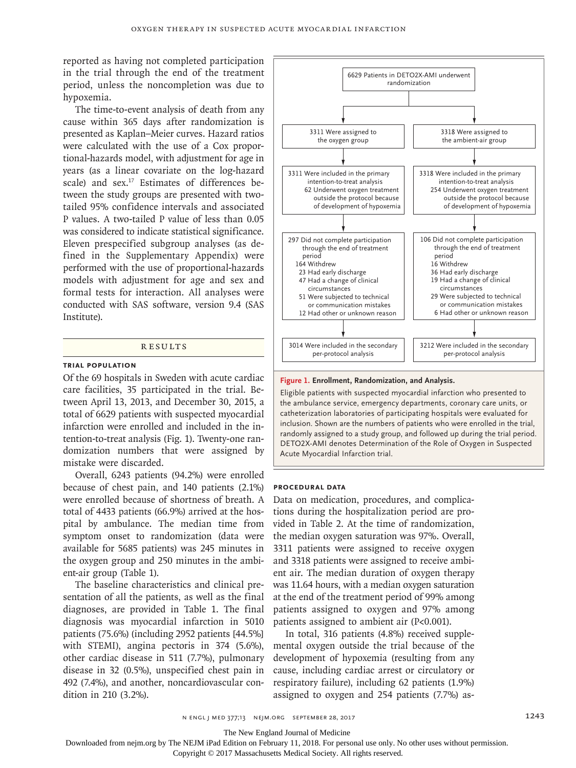reported as having not completed participation in the trial through the end of the treatment period, unless the noncompletion was due to hypoxemia.

The time-to-event analysis of death from any cause within 365 days after randomization is presented as Kaplan–Meier curves. Hazard ratios were calculated with the use of a Cox proportional-hazards model, with adjustment for age in years (as a linear covariate on the log-hazard scale) and sex.[17] Estimates of differences between the study groups are presented with two-tailed 95% confidence intervals and associated P values. A two-tailed P value of less than 0.05 was considered to indicate statistical significance. Eleven prespecified subgroup analyses (as defined in the Supplementary Appendix) were performed with the use of proportional-hazards models with adjustment for age and sex and formal tests for interaction. All analyses were conducted with SAS software, version 9.4 (SAS Institute).

## Results

### Trial Population

Of the 69 hospitals in Sweden with acute cardiac care facilities, 35 participated in the trial. Between April 13, 2013, and December 30, 2015, a total of 6629 patients with suspected myocardial infarction were enrolled and included in the intention-to-treat analysis (Fig. 1). Twenty-one randomization numbers that were assigned by mistake were discarded.

Overall, 6243 patients (94.2%) were enrolled because of chest pain, and 140 patients (2.1%) were enrolled because of shortness of breath. A total of 4433 patients (66.9%) arrived at the hospital by ambulance. The median time from symptom onset to randomization (data were available for 5685 patients) was 245 minutes in the oxygen group and 250 minutes in the ambient-air group (Table 1).

The baseline characteristics and clinical presentation of all the patients, as well as the final diagnoses, are provided in Table 1. The final diagnosis was myocardial infarction in 5010 patients (75.6%) (including 2952 patients [44.5%] with STEMI), angina pectoris in 374 (5.6%), other cardiac disease in 511 (7.7%), pulmonary disease in 32 (0.5%), unspecified chest pain in 492 (7.4%), and another, noncardiovascular condition in 210 (3.2%).

6629 Patients in DETO2X-AMI underwent randomization

| Oxygen group | Ambient-air group |
|---|---|
| 3311 Were assigned to the oxygen group | 3318 Were assigned to the ambient-air group |
| 3311 Were included in the primary intention-to-treat analysis; 62 Underwent oxygen treatment outside the protocol because of development of hypoxemia | 3318 Were included in the primary intention-to-treat analysis; 254 Underwent oxygen treatment outside the protocol because of development of hypoxemia |
| 297 Did not complete participation through the end of treatment period: 164 Withdrew; 23 Had early discharge; 47 Had a change of clinical circumstances; 51 Were subjected to technical or communication mistakes; 12 Had other or unknown reason | 106 Did not complete participation through the end of treatment period: 16 Withdrew; 36 Had early discharge; 19 Had a change of clinical circumstances; 29 Were subjected to technical or communication mistakes; 6 Had other or unknown reason |
| 3014 Were included in the secondary per-protocol analysis | 3212 Were included in the secondary per-protocol analysis |

**Figure 1. Enrollment, Randomization, and Analysis.**

Eligible patients with suspected myocardial infarction who presented to the ambulance service, emergency departments, coronary care units, or catheterization laboratories of participating hospitals were evaluated for inclusion. Shown are the numbers of patients who were enrolled in the trial, randomly assigned to a study group, and followed up during the trial period. DETO2X-AMI denotes Determination of the Role of Oxygen in Suspected Acute Myocardial Infarction trial.

### Procedural Data

Data on medication, procedures, and complications during the hospitalization period are provided in Table 2. At the time of randomization, the median oxygen saturation was 97%. Overall, 3311 patients were assigned to receive oxygen and 3318 patients were assigned to receive ambient air. The median duration of oxygen therapy was 11.64 hours, with a median oxygen saturation at the end of the treatment period of 99% among patients assigned to oxygen and 97% among patients assigned to ambient air (P<0.001).

In total, 316 patients (4.8%) received supplemental oxygen outside the trial because of the development of hypoxemia (resulting from any cause, including cardiac arrest or circulatory or respiratory failure), including 62 patients (1.9%) assigned to oxygen and 254 patients (7.7%) as-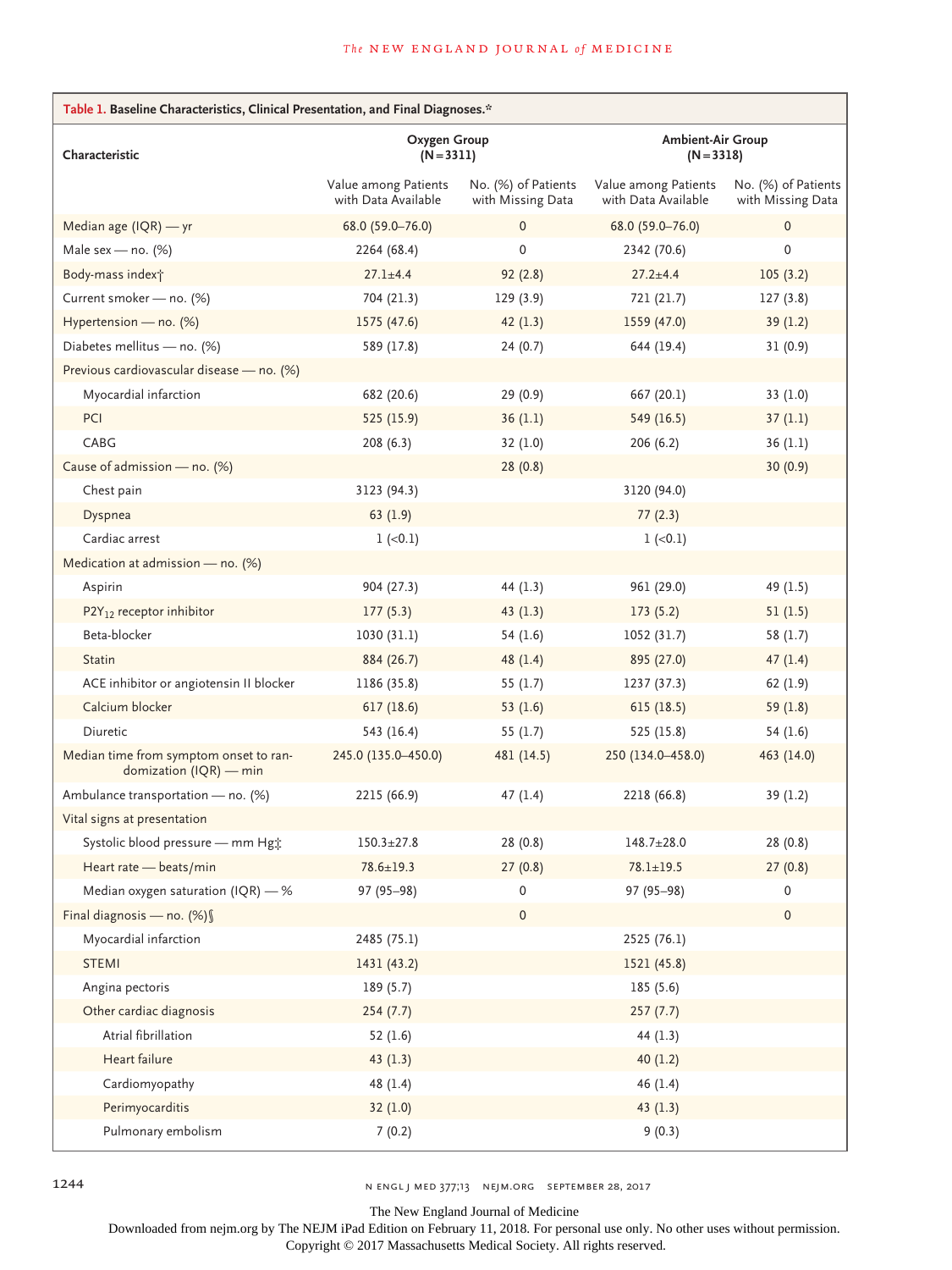**Table 1. Baseline Characteristics, Clinical Presentation, and Final Diagnoses.***

| Characteristic | Oxygen Group (N=3311) | | Ambient-Air Group (N=3318) | |
|---|---|---|---|---|
| | Value among Patients with Data Available | No. (%) of Patients with Missing Data | Value among Patients with Data Available | No. (%) of Patients with Missing Data |
| Median age (IQR) — yr | 68.0 (59.0–76.0) | 0 | 68.0 (59.0–76.0) | 0 |
| Male sex — no. (%) | 2264 (68.4) | 0 | 2342 (70.6) | 0 |
| Body-mass index† | 27.1±4.4 | 92 (2.8) | 27.2±4.4 | 105 (3.2) |
| Current smoker — no. (%) | 704 (21.3) | 129 (3.9) | 721 (21.7) | 127 (3.8) |
| Hypertension — no. (%) | 1575 (47.6) | 42 (1.3) | 1559 (47.0) | 39 (1.2) |
| Diabetes mellitus — no. (%) | 589 (17.8) | 24 (0.7) | 644 (19.4) | 31 (0.9) |
| Previous cardiovascular disease — no. (%) | | | | |
| Myocardial infarction | 682 (20.6) | 29 (0.9) | 667 (20.1) | 33 (1.0) |
| PCI | 525 (15.9) | 36 (1.1) | 549 (16.5) | 37 (1.1) |
| CABG | 208 (6.3) | 32 (1.0) | 206 (6.2) | 36 (1.1) |
| Cause of admission — no. (%) | | 28 (0.8) | | 30 (0.9) |
| Chest pain | 3123 (94.3) | | 3120 (94.0) | |
| Dyspnea | 63 (1.9) | | 77 (2.3) | |
| Cardiac arrest | 1 (<0.1) | | 1 (<0.1) | |
| Medication at admission — no. (%) | | | | |
| Aspirin | 904 (27.3) | 44 (1.3) | 961 (29.0) | 49 (1.5) |
| $P2Y_{12}$ receptor inhibitor | 177 (5.3) | 43 (1.3) | 173 (5.2) | 51 (1.5) |
| Beta-blocker | 1030 (31.1) | 54 (1.6) | 1052 (31.7) | 58 (1.7) |
| Statin | 884 (26.7) | 48 (1.4) | 895 (27.0) | 47 (1.4) |
| ACE inhibitor or angiotensin II blocker | 1186 (35.8) | 55 (1.7) | 1237 (37.3) | 62 (1.9) |
| Calcium blocker | 617 (18.6) | 53 (1.6) | 615 (18.5) | 59 (1.8) |
| Diuretic | 543 (16.4) | 55 (1.7) | 525 (15.8) | 54 (1.6) |
| Median time from symptom onset to randomization (IQR) — min | 245.0 (135.0–450.0) | 481 (14.5) | 250 (134.0–458.0) | 463 (14.0) |
| Ambulance transportation — no. (%) | 2215 (66.9) | 47 (1.4) | 2218 (66.8) | 39 (1.2) |
| Vital signs at presentation | | | | |
| Systolic blood pressure — mm Hg‡ | 150.3±27.8 | 28 (0.8) | 148.7±28.0 | 28 (0.8) |
| Heart rate — beats/min | 78.6±19.3 | 27 (0.8) | 78.1±19.5 | 27 (0.8) |
| Median oxygen saturation (IQR) — % | 97 (95–98) | 0 | 97 (95–98) | 0 |
| Final diagnosis — no. (%)§ | | 0 | | 0 |
| Myocardial infarction | 2485 (75.1) | | 2525 (76.1) | |
| STEMI | 1431 (43.2) | | 1521 (45.8) | |
| Angina pectoris | 189 (5.7) | | 185 (5.6) | |
| Other cardiac diagnosis | 254 (7.7) | | 257 (7.7) | |
| Atrial fibrillation | 52 (1.6) | | 44 (1.3) | |
| Heart failure | 43 (1.3) | | 40 (1.2) | |
| Cardiomyopathy | 48 (1.4) | | 46 (1.4) | |
| Perimyocarditis | 32 (1.0) | | 43 (1.3) | |
| Pulmonary embolism | 7 (0.2) | | 9 (0.3) | |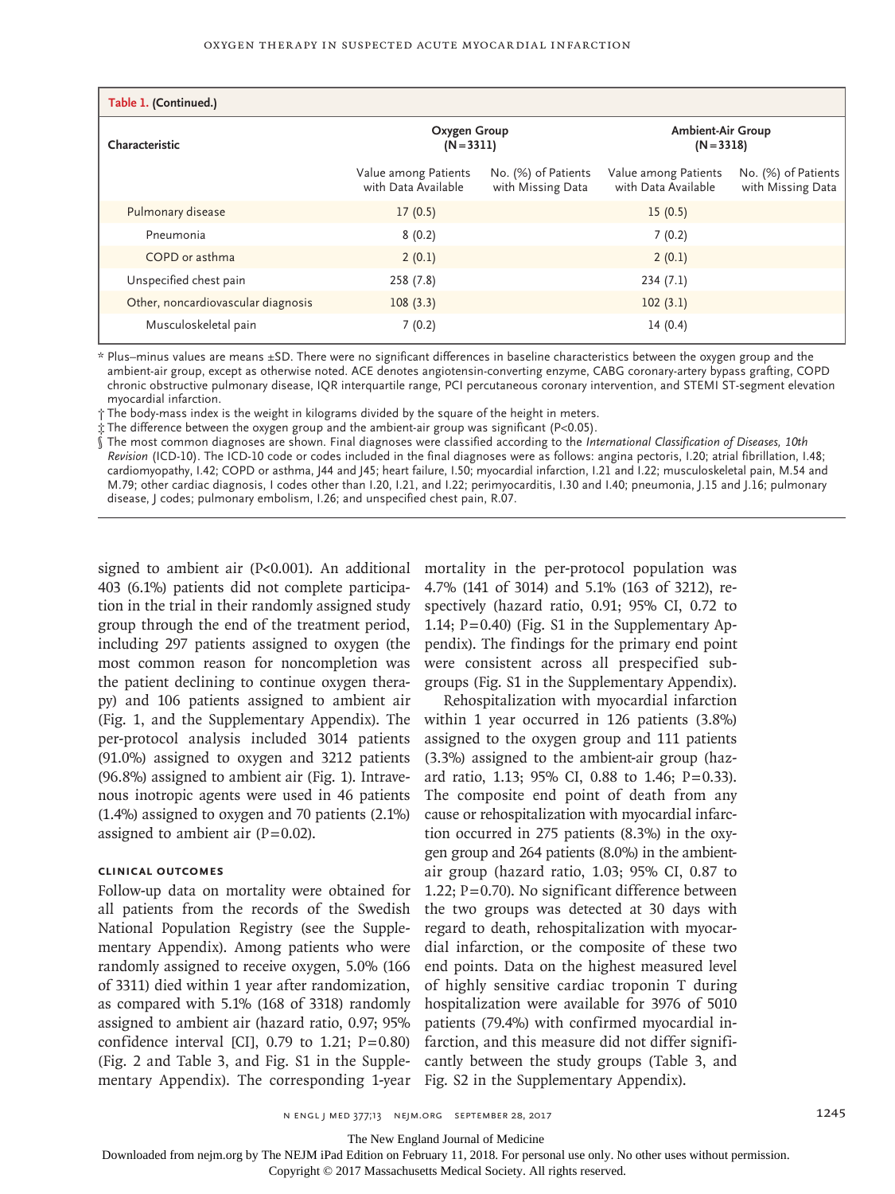**Table 1. (Continued.)**

| Characteristic | Oxygen Group (N=3311) | | Ambient-Air Group (N=3318) | |
|---|---|---|---|---|
| | Value among Patients with Data Available | No. (%) of Patients with Missing Data | Value among Patients with Data Available | No. (%) of Patients with Missing Data |
| Pulmonary disease | 17 (0.5) | | 15 (0.5) | |
| Pneumonia | 8 (0.2) | | 7 (0.2) | |
| COPD or asthma | 2 (0.1) | | 2 (0.1) | |
| Unspecified chest pain | 258 (7.8) | | 234 (7.1) | |
| Other, noncardiovascular diagnosis | 108 (3.3) | | 102 (3.1) | |
| Musculoskeletal pain | 7 (0.2) | | 14 (0.4) | |

\* Plus–minus values are means ±SD. There were no significant differences in baseline characteristics between the oxygen group and the ambient-air group, except as otherwise noted. ACE denotes angiotensin-converting enzyme, CABG coronary-artery bypass grafting, COPD chronic obstructive pulmonary disease, IQR interquartile range, PCI percutaneous coronary intervention, and STEMI ST-segment elevation myocardial infarction.

† The body-mass index is the weight in kilograms divided by the square of the height in meters.

‡ The difference between the oxygen group and the ambient-air group was significant ($P<0.05$).

§ The most common diagnoses are shown. Final diagnoses were classified according to the *International Classification of Diseases, 10th Revision* (ICD-10). The ICD-10 code or codes included in the final diagnoses were as follows: angina pectoris, I.20; atrial fibrillation, I.48; cardiomyopathy, I.42; COPD or asthma, J44 and J45; heart failure, I.50; myocardial infarction, I.21 and I.22; musculoskeletal pain, M.54 and M.79; other cardiac diagnosis, I codes other than I.20, I.21, and I.22; perimyocarditis, I.30 and I.40; pneumonia, J.15 and J.16; pulmonary disease, J codes; pulmonary embolism, I.26; and unspecified chest pain, R.07.

signed to ambient air (P<0.001). An additional 403 (6.1%) patients did not complete participation in the trial in their randomly assigned study group through the end of the treatment period, including 297 patients assigned to oxygen (the most common reason for noncompletion was the patient declining to continue oxygen therapy) and 106 patients assigned to ambient air (Fig. 1, and the Supplementary Appendix). The per-protocol analysis included 3014 patients (91.0%) assigned to oxygen and 3212 patients (96.8%) assigned to ambient air (Fig. 1). Intravenous inotropic agents were used in 46 patients (1.4%) assigned to oxygen and 70 patients (2.1%) assigned to ambient air (P=0.02).

### Clinical Outcomes

Follow-up data on mortality were obtained for all patients from the records of the Swedish National Population Registry (see the Supplementary Appendix). Among patients who were randomly assigned to receive oxygen, 5.0% (166 of 3311) died within 1 year after randomization, as compared with 5.1% (168 of 3318) randomly assigned to ambient air (hazard ratio, 0.97; 95% confidence interval [CI], 0.79 to 1.21; P=0.80) (Fig. 2 and Table 3, and Fig. S1 in the Supplementary Appendix). The corresponding 1-year mortality in the per-protocol population was 4.7% (141 of 3014) and 5.1% (163 of 3212), respectively (hazard ratio, 0.91; 95% CI, 0.72 to 1.14; P=0.40) (Fig. S1 in the Supplementary Appendix). The findings for the primary end point were consistent across all prespecified subgroups (Fig. S1 in the Supplementary Appendix).

Rehospitalization with myocardial infarction within 1 year occurred in 126 patients (3.8%) assigned to the oxygen group and 111 patients (3.3%) assigned to the ambient-air group (hazard ratio, 1.13; 95% CI, 0.88 to 1.46; P=0.33). The composite end point of death from any cause or rehospitalization with myocardial infarction occurred in 275 patients (8.3%) in the oxygen group and 264 patients (8.0%) in the ambient-air group (hazard ratio, 1.03; 95% CI, 0.87 to 1.22; P=0.70). No significant difference between the two groups was detected at 30 days with regard to death, rehospitalization with myocardial infarction, or the composite of these two end points. Data on the highest measured level of highly sensitive cardiac troponin T during hospitalization were available for 3976 of 5010 patients (79.4%) with confirmed myocardial infarction, and this measure did not differ significantly between the study groups (Table 3, and Fig. S2 in the Supplementary Appendix).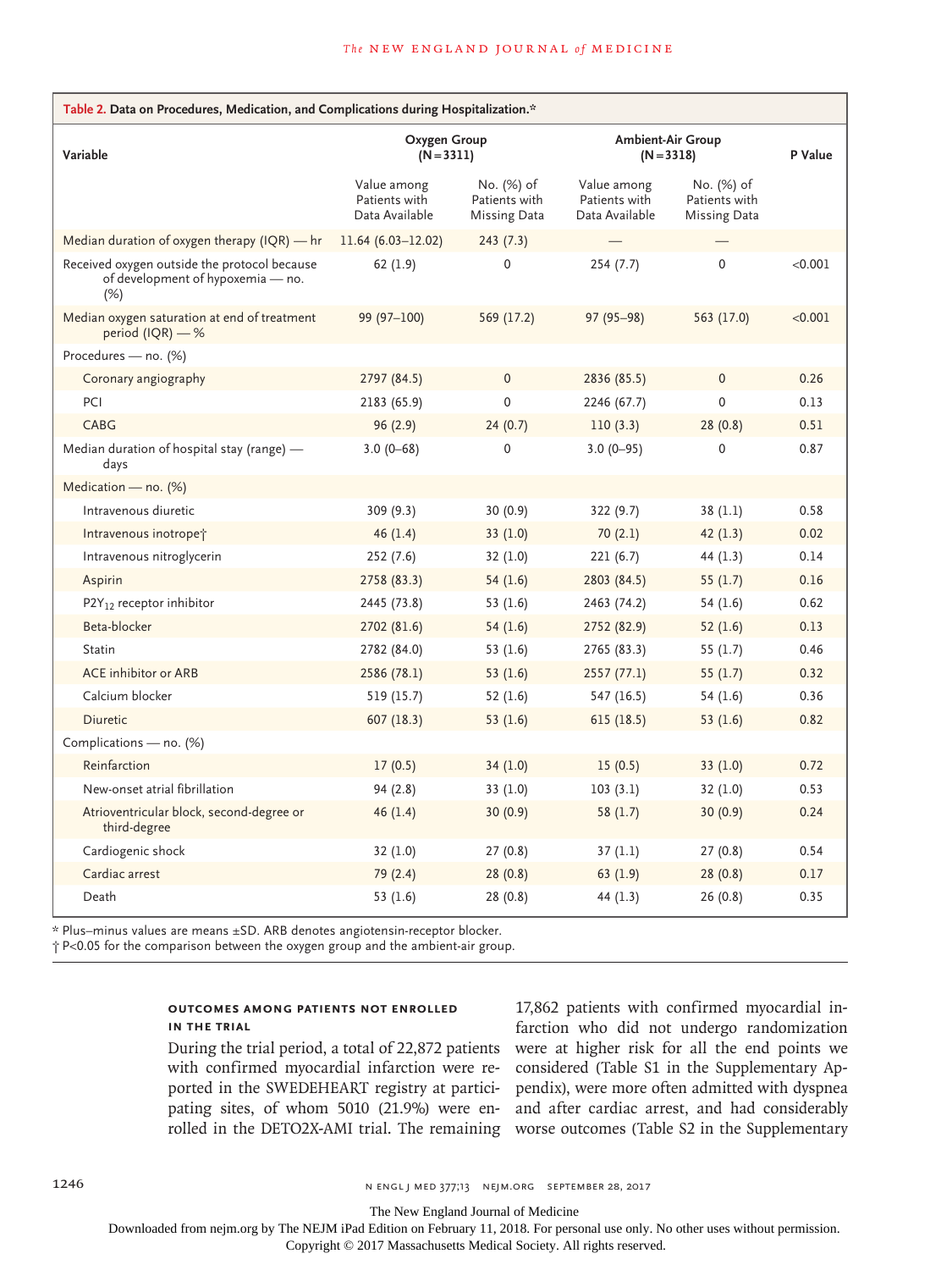**Table 2. Data on Procedures, Medication, and Complications during Hospitalization.***

| Variable | Oxygen Group (N=3311) | | Ambient-Air Group (N=3318) | | P Value |
|---|---|---|---|---|---|
| | Value among Patients with Data Available | No. (%) of Patients with Missing Data | Value among Patients with Data Available | No. (%) of Patients with Missing Data | |
| Median duration of oxygen therapy (IQR) — hr | 11.64 (6.03–12.02) | 243 (7.3) | — | — | |
| Received oxygen outside the protocol because of development of hypoxemia — no. (%) | 62 (1.9) | 0 | 254 (7.7) | 0 | <0.001 |
| Median oxygen saturation at end of treatment period (IQR) — % | 99 (97–100) | 569 (17.2) | 97 (95–98) | 563 (17.0) | <0.001 |
| Procedures — no. (%) | | | | | |
| Coronary angiography | 2797 (84.5) | 0 | 2836 (85.5) | 0 | 0.26 |
| PCI | 2183 (65.9) | 0 | 2246 (67.7) | 0 | 0.13 |
| CABG | 96 (2.9) | 24 (0.7) | 110 (3.3) | 28 (0.8) | 0.51 |
| Median duration of hospital stay (range) — days | 3.0 (0–68) | 0 | 3.0 (0–95) | 0 | 0.87 |
| Medication — no. (%) | | | | | |
| Intravenous diuretic | 309 (9.3) | 30 (0.9) | 322 (9.7) | 38 (1.1) | 0.58 |
| Intravenous inotrope† | 46 (1.4) | 33 (1.0) | 70 (2.1) | 42 (1.3) | 0.02 |
| Intravenous nitroglycerin | 252 (7.6) | 32 (1.0) | 221 (6.7) | 44 (1.3) | 0.14 |
| Aspirin | 2758 (83.3) | 54 (1.6) | 2803 (84.5) | 55 (1.7) | 0.16 |
| $P2Y_{12}$ receptor inhibitor | 2445 (73.8) | 53 (1.6) | 2463 (74.2) | 54 (1.6) | 0.62 |
| Beta-blocker | 2702 (81.6) | 54 (1.6) | 2752 (82.9) | 52 (1.6) | 0.13 |
| Statin | 2782 (84.0) | 53 (1.6) | 2765 (83.3) | 55 (1.7) | 0.46 |
| ACE inhibitor or ARB | 2586 (78.1) | 53 (1.6) | 2557 (77.1) | 55 (1.7) | 0.32 |
| Calcium blocker | 519 (15.7) | 52 (1.6) | 547 (16.5) | 54 (1.6) | 0.36 |
| Diuretic | 607 (18.3) | 53 (1.6) | 615 (18.5) | 53 (1.6) | 0.82 |
| Complications — no. (%) | | | | | |
| Reinfarction | 17 (0.5) | 34 (1.0) | 15 (0.5) | 33 (1.0) | 0.72 |
| New-onset atrial fibrillation | 94 (2.8) | 33 (1.0) | 103 (3.1) | 32 (1.0) | 0.53 |
| Atrioventricular block, second-degree or third-degree | 46 (1.4) | 30 (0.9) | 58 (1.7) | 30 (0.9) | 0.24 |
| Cardiogenic shock | 32 (1.0) | 27 (0.8) | 37 (1.1) | 27 (0.8) | 0.54 |
| Cardiac arrest | 79 (2.4) | 28 (0.8) | 63 (1.9) | 28 (0.8) | 0.17 |
| Death | 53 (1.6) | 28 (0.8) | 44 (1.3) | 26 (0.8) | 0.35 |

\* Plus–minus values are means ±SD. ARB denotes angiotensin-receptor blocker.
† P<0.05 for the comparison between the oxygen group and the ambient-air group.

### OUTCOMES AMONG PATIENTS NOT ENROLLED IN THE TRIAL

During the trial period, a total of 22,872 patients with confirmed myocardial infarction were reported in the SWEDEHEART registry at participating sites, of whom 5010 (21.9%) were enrolled in the DETO2X-AMI trial. The remaining 17,862 patients with confirmed myocardial infarction who did not undergo randomization were at higher risk for all the end points we considered (Table S1 in the Supplementary Appendix), were more often admitted with dyspnea and after cardiac arrest, and had considerably worse outcomes (Table S2 in the Supplementary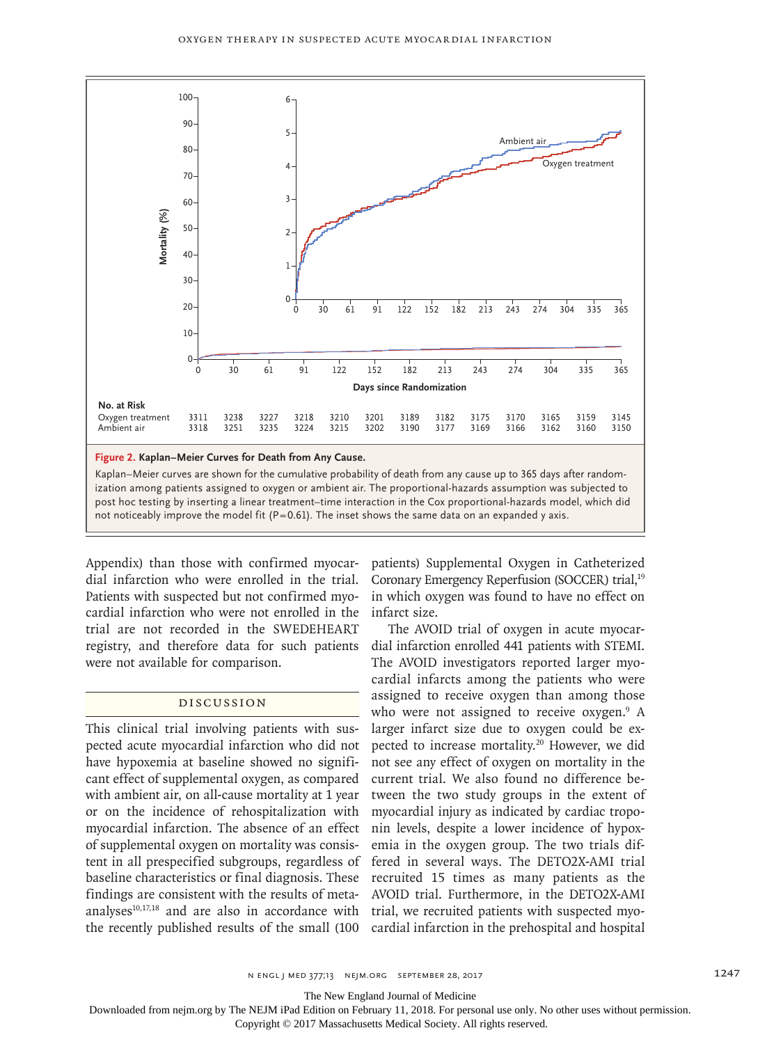**No. at Risk**

| | 0 | 30 | 61 | 91 | 122 | 152 | 182 | 213 | 243 | 274 | 304 | 335 | 365 |
|---|---|---|---|---|---|---|---|---|---|---|---|---|---|
| Oxygen treatment | 3311 | 3238 | 3227 | 3218 | 3210 | 3201 | 3189 | 3182 | 3175 | 3170 | 3165 | 3159 | 3145 |
| Ambient air | 3318 | 3251 | 3235 | 3224 | 3215 | 3202 | 3190 | 3177 | 3169 | 3166 | 3162 | 3160 | 3150 |

**Figure 2. Kaplan–Meier Curves for Death from Any Cause.**

Kaplan–Meier curves are shown for the cumulative probability of death from any cause up to 365 days after randomization among patients assigned to oxygen or ambient air. The proportional-hazards assumption was subjected to post hoc testing by inserting a linear treatment–time interaction in the Cox proportional-hazards model, which did not noticeably improve the model fit (P=0.61). The inset shows the same data on an expanded y axis.

Appendix) than those with confirmed myocardial infarction who were enrolled in the trial. Patients with suspected but not confirmed myocardial infarction who were not enrolled in the trial are not recorded in the SWEDEHEART registry, and therefore data for such patients were not available for comparison.

## Discussion

This clinical trial involving patients with suspected acute myocardial infarction who did not have hypoxemia at baseline showed no significant effect of supplemental oxygen, as compared with ambient air, on all-cause mortality at 1 year or on the incidence of rehospitalization with myocardial infarction. The absence of an effect of supplemental oxygen on mortality was consistent in all prespecified subgroups, regardless of baseline characteristics or final diagnosis. These findings are consistent with the results of meta-analyses[10,17,18] and are also in accordance with the recently published results of the small (100 patients) Supplemental Oxygen in Catheterized Coronary Emergency Reperfusion (SOCCER) trial,[19] in which oxygen was found to have no effect on infarct size.

The AVOID trial of oxygen in acute myocardial infarction enrolled 441 patients with STEMI. The AVOID investigators reported larger myocardial infarcts among the patients who were assigned to receive oxygen than among those who were not assigned to receive oxygen.[9] A larger infarct size due to oxygen could be expected to increase mortality.[20] However, we did not see any effect of oxygen on mortality in the current trial. We also found no difference between the two study groups in the extent of myocardial injury as indicated by cardiac troponin levels, despite a lower incidence of hypoxemia in the oxygen group. The two trials differed in several ways. The DETO2X-AMI trial recruited 15 times as many patients as the AVOID trial. Furthermore, in the DETO2X-AMI trial, we recruited patients with suspected myocardial infarction in the prehospital and hospital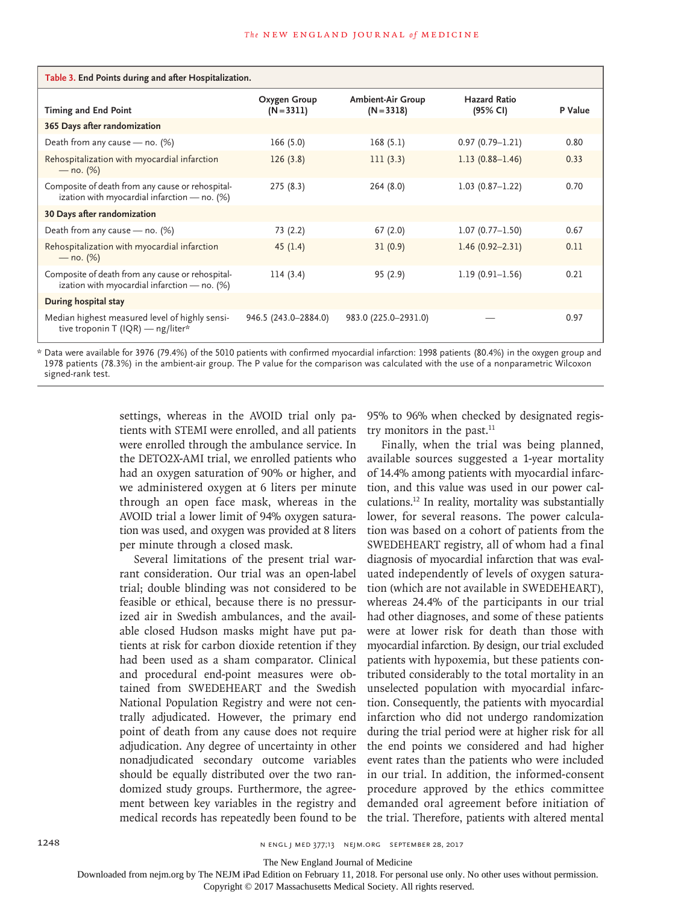**Table 3. End Points during and after Hospitalization.**

| Timing and End Point | Oxygen Group (N=3311) | Ambient-Air Group (N=3318) | Hazard Ratio (95% CI) | P Value |
|---|---|---|---|---|
| **365 Days after randomization** | | | | |
| Death from any cause — no. (%) | 166 (5.0) | 168 (5.1) | 0.97 (0.79–1.21) | 0.80 |
| Rehospitalization with myocardial infarction — no. (%) | 126 (3.8) | 111 (3.3) | 1.13 (0.88–1.46) | 0.33 |
| Composite of death from any cause or rehospitalization with myocardial infarction — no. (%) | 275 (8.3) | 264 (8.0) | 1.03 (0.87–1.22) | 0.70 |
| **30 Days after randomization** | | | | |
| Death from any cause — no. (%) | 73 (2.2) | 67 (2.0) | 1.07 (0.77–1.50) | 0.67 |
| Rehospitalization with myocardial infarction — no. (%) | 45 (1.4) | 31 (0.9) | 1.46 (0.92–2.31) | 0.11 |
| Composite of death from any cause or rehospitalization with myocardial infarction — no. (%) | 114 (3.4) | 95 (2.9) | 1.19 (0.91–1.56) | 0.21 |
| **During hospital stay** | | | | |
| Median highest measured level of highly sensitive troponin T (IQR) — ng/liter* | 946.5 (243.0–2884.0) | 983.0 (225.0–2931.0) | — | 0.97 |

\* Data were available for 3976 (79.4%) of the 5010 patients with confirmed myocardial infarction: 1998 patients (80.4%) in the oxygen group and 1978 patients (78.3%) in the ambient-air group. The P value for the comparison was calculated with the use of a nonparametric Wilcoxon signed-rank test.

settings, whereas in the AVOID trial only patients with STEMI were enrolled, and all patients were enrolled through the ambulance service. In the DETO2X-AMI trial, we enrolled patients who had an oxygen saturation of 90% or higher, and we administered oxygen at 6 liters per minute through an open face mask, whereas in the AVOID trial a lower limit of 94% oxygen saturation was used, and oxygen was provided at 8 liters per minute through a closed mask.

Several limitations of the present trial warrant consideration. Our trial was an open-label trial; double blinding was not considered to be feasible or ethical, because there is no pressurized air in Swedish ambulances, and the available closed Hudson masks might have put patients at risk for carbon dioxide retention if they had been used as a sham comparator. Clinical and procedural end-point measures were obtained from SWEDEHEART and the Swedish National Population Registry and were not centrally adjudicated. However, the primary end point of death from any cause does not require adjudication. Any degree of uncertainty in other nonadjudicated secondary outcome variables should be equally distributed over the two randomized study groups. Furthermore, the agreement between key variables in the registry and medical records has repeatedly been found to be 95% to 96% when checked by designated registry monitors in the past.[11]

Finally, when the trial was being planned, available sources suggested a 1-year mortality of 14.4% among patients with myocardial infarction, and this value was used in our power calculations.[12] In reality, mortality was substantially lower, for several reasons. The power calculation was based on a cohort of patients from the SWEDEHEART registry, all of whom had a final diagnosis of myocardial infarction that was evaluated independently of levels of oxygen saturation (which are not available in SWEDEHEART), whereas 24.4% of the participants in our trial had other diagnoses, and some of these patients were at lower risk for death than those with myocardial infarction. By design, our trial excluded patients with hypoxemia, but these patients contributed considerably to the total mortality in an unselected population with myocardial infarction. Consequently, the patients with myocardial infarction who did not undergo randomization during the trial period were at higher risk for all the end points we considered and had higher event rates than the patients who were included in our trial. In addition, the informed-consent procedure approved by the ethics committee demanded oral agreement before initiation of the trial. Therefore, patients with altered mental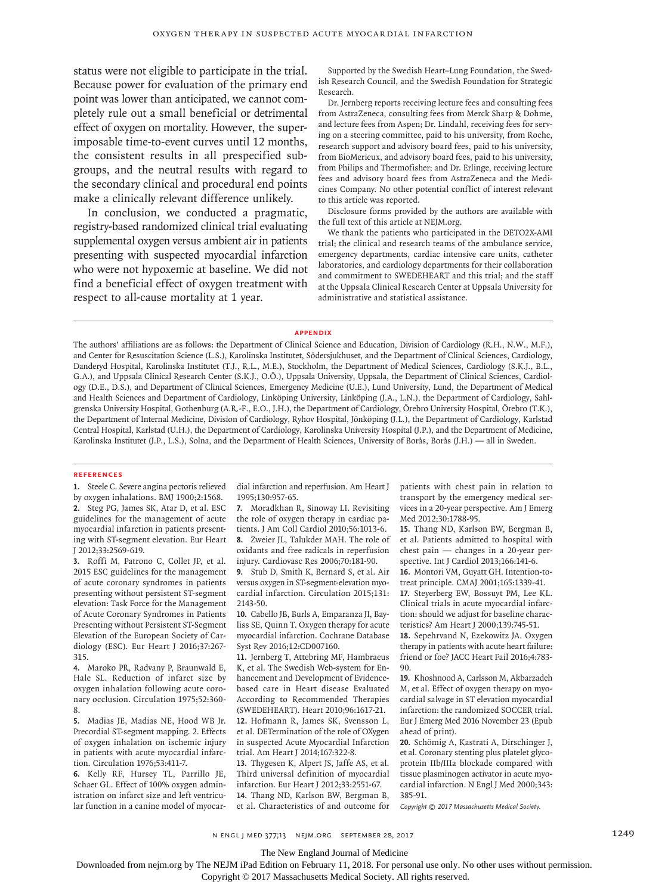status were not eligible to participate in the trial. Because power for evaluation of the primary end point was lower than anticipated, we cannot completely rule out a small beneficial or detrimental effect of oxygen on mortality. However, the superimposable time-to-event curves until 12 months, the consistent results in all prespecified subgroups, and the neutral results with regard to the secondary clinical and procedural end points make a clinically relevant difference unlikely.

In conclusion, we conducted a pragmatic, registry-based randomized clinical trial evaluating supplemental oxygen versus ambient air in patients presenting with suspected myocardial infarction who were not hypoxemic at baseline. We did not find a beneficial effect of oxygen treatment with respect to all-cause mortality at 1 year.

Supported by the Swedish Heart–Lung Foundation, the Swedish Research Council, and the Swedish Foundation for Strategic Research.

Dr. Jernberg reports receiving lecture fees and consulting fees from AstraZeneca, consulting fees from Merck Sharp & Dohme, and lecture fees from Aspen; Dr. Lindahl, receiving fees for serving on a steering committee, paid to his university, from Roche, research support and advisory board fees, paid to his university, from BioMerieux, and advisory board fees, paid to his university, from Philips and Thermofisher; and Dr. Erlinge, receiving lecture fees and advisory board fees from AstraZeneca and the Medicines Company. No other potential conflict of interest relevant to this article was reported.

Disclosure forms provided by the authors are available with the full text of this article at NEJM.org.

We thank the patients who participated in the DETO2X-AMI trial; the clinical and research teams of the ambulance service, emergency departments, cardiac intensive care units, catheter laboratories, and cardiology departments for their collaboration and commitment to SWEDEHEART and this trial; and the staff at the Uppsala Clinical Research Center at Uppsala University for administrative and statistical assistance.

## APPENDIX

The authors' affiliations are as follows: the Department of Clinical Science and Education, Division of Cardiology (R.H., N.W., M.F.), and Center for Resuscitation Science (L.S.), Karolinska Institutet, Södersjukhuset, and the Department of Clinical Sciences, Cardiology, Danderyd Hospital, Karolinska Institutet (T.J., R.L., M.E.), Stockholm, the Department of Medical Sciences, Cardiology (S.K.J., B.L., G.A.), and Uppsala Clinical Research Center (S.K.J., O.Ö.), Uppsala University, Uppsala, the Department of Clinical Sciences, Cardiology (D.E., D.S.), and Department of Clinical Sciences, Emergency Medicine (U.E.), Lund University, Lund, the Department of Medical and Health Sciences and Department of Cardiology, Linköping University, Linköping (J.A., L.N.), the Department of Cardiology, Sahlgrenska University Hospital, Gothenburg (A.R.-F., E.O., J.H.), the Department of Cardiology, Örebro University Hospital, Örebro (T.K.), the Department of Internal Medicine, Division of Cardiology, Ryhov Hospital, Jönköping (J.L.), the Department of Cardiology, Karlstad Central Hospital, Karlstad (U.H.), the Department of Cardiology, Karolinska University Hospital (J.P.), and the Department of Medicine, Karolinska Institutet (J.P., L.S.), Solna, and the Department of Health Sciences, University of Borås, Borås (J.H.) — all in Sweden.

## REFERENCES

1. Steele C. Severe angina pectoris relieved by oxygen inhalations. BMJ 1900;2:1568.
2. Steg PG, James SK, Atar D, et al. ESC guidelines for the management of acute myocardial infarction in patients presenting with ST-segment elevation. Eur Heart J 2012;33:2569-619.
3. Roffi M, Patrono C, Collet JP, et al. 2015 ESC guidelines for the management of acute coronary syndromes in patients presenting without persistent ST-segment elevation: Task Force for the Management of Acute Coronary Syndromes in Patients Presenting without Persistent ST-Segment Elevation of the European Society of Cardiology (ESC). Eur Heart J 2016;37:267-315.
4. Maroko PR, Radvany P, Braunwald E, Hale SL. Reduction of infarct size by oxygen inhalation following acute coronary occlusion. Circulation 1975;52:360-8.
5. Madias JE, Madias NE, Hood WB Jr. Precordial ST-segment mapping. 2. Effects of oxygen inhalation on ischemic injury in patients with acute myocardial infarction. Circulation 1976;53:411-7.
6. Kelly RF, Hursey TL, Parrillo JE, Schaer GL. Effect of 100% oxygen administration on infarct size and left ventricular function in a canine model of myocardial infarction and reperfusion. Am Heart J 1995;130:957-65.
7. Moradkhan R, Sinoway LI. Revisiting the role of oxygen therapy in cardiac patients. J Am Coll Cardiol 2010;56:1013-6.
8. Zweier JL, Talukder MAH. The role of oxidants and free radicals in reperfusion injury. Cardiovasc Res 2006;70:181-90.
9. Stub D, Smith K, Bernard S, et al. Air versus oxygen in ST-segment-elevation myocardial infarction. Circulation 2015;131:2143-50.
10. Cabello JB, Burls A, Emparanza JI, Bayliss SE, Quinn T. Oxygen therapy for acute myocardial infarction. Cochrane Database Syst Rev 2016;12:CD007160.
11. Jernberg T, Attebring MF, Hambraeus K, et al. The Swedish Web-system for Enhancement and Development of Evidence-based care in Heart disease Evaluated According to Recommended Therapies (SWEDEHEART). Heart 2010;96:1617-21.
12. Hofmann R, James SK, Svensson L, et al. DETermination of the role of OXygen in suspected Acute Myocardial Infarction trial. Am Heart J 2014;167:322-8.
13. Thygesen K, Alpert JS, Jaffe AS, et al. Third universal definition of myocardial infarction. Eur Heart J 2012;33:2551-67.
14. Thang ND, Karlson BW, Bergman B, et al. Characteristics of and outcome for patients with chest pain in relation to transport by the emergency medical services in a 20-year perspective. Am J Emerg Med 2012;30:1788-95.
15. Thang ND, Karlson BW, Bergman B, et al. Patients admitted to hospital with chest pain — changes in a 20-year perspective. Int J Cardiol 2013;166:141-6.
16. Montori VM, Guyatt GH. Intention-to-treat principle. CMAJ 2001;165:1339-41.
17. Steyerberg EW, Bossuyt PM, Lee KL. Clinical trials in acute myocardial infarction: should we adjust for baseline characteristics? Am Heart J 2000;139:745-51.
18. Sepehrvand N, Ezekowitz JA. Oxygen therapy in patients with acute heart failure: friend or foe? JACC Heart Fail 2016;4:783-90.
19. Khoshnood A, Carlsson M, Akbarzadeh M, et al. Effect of oxygen therapy on myocardial salvage in ST elevation myocardial infarction: the randomized SOCCER trial. Eur J Emerg Med 2016 November 23 (Epub ahead of print).
20. Schömig A, Kastrati A, Dirschinger J, et al. Coronary stenting plus platelet glycoprotein IIb/IIIa blockade compared with tissue plasminogen activator in acute myocardial infarction. N Engl J Med 2000;343:385-91.

*Copyright © 2017 Massachusetts Medical Society.*